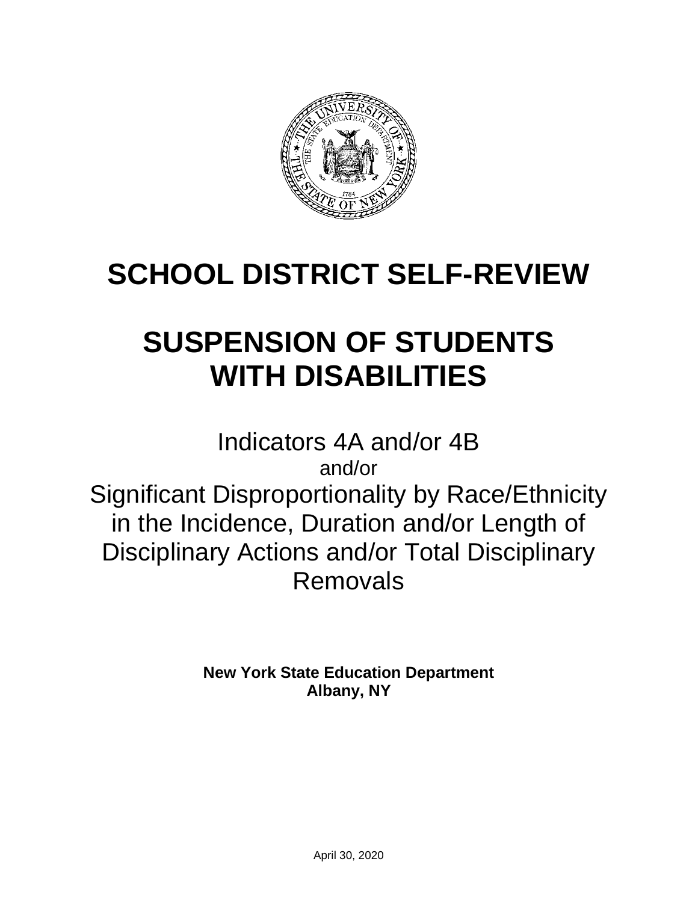# SCHOOL DISTRICT SELF-REVIEW

# SUSPENSION OF STUDENTS WITH DISABILITIES

Indicators 4A and/or 4B

and/or

Significant Disproportionality by Race/Ethnicity in the Incidence, Duration and/or Length of Disciplinary Actions and/or Total Disciplinary Removals

**New York State Education Department**
**Albany, NY**

April 30, 2020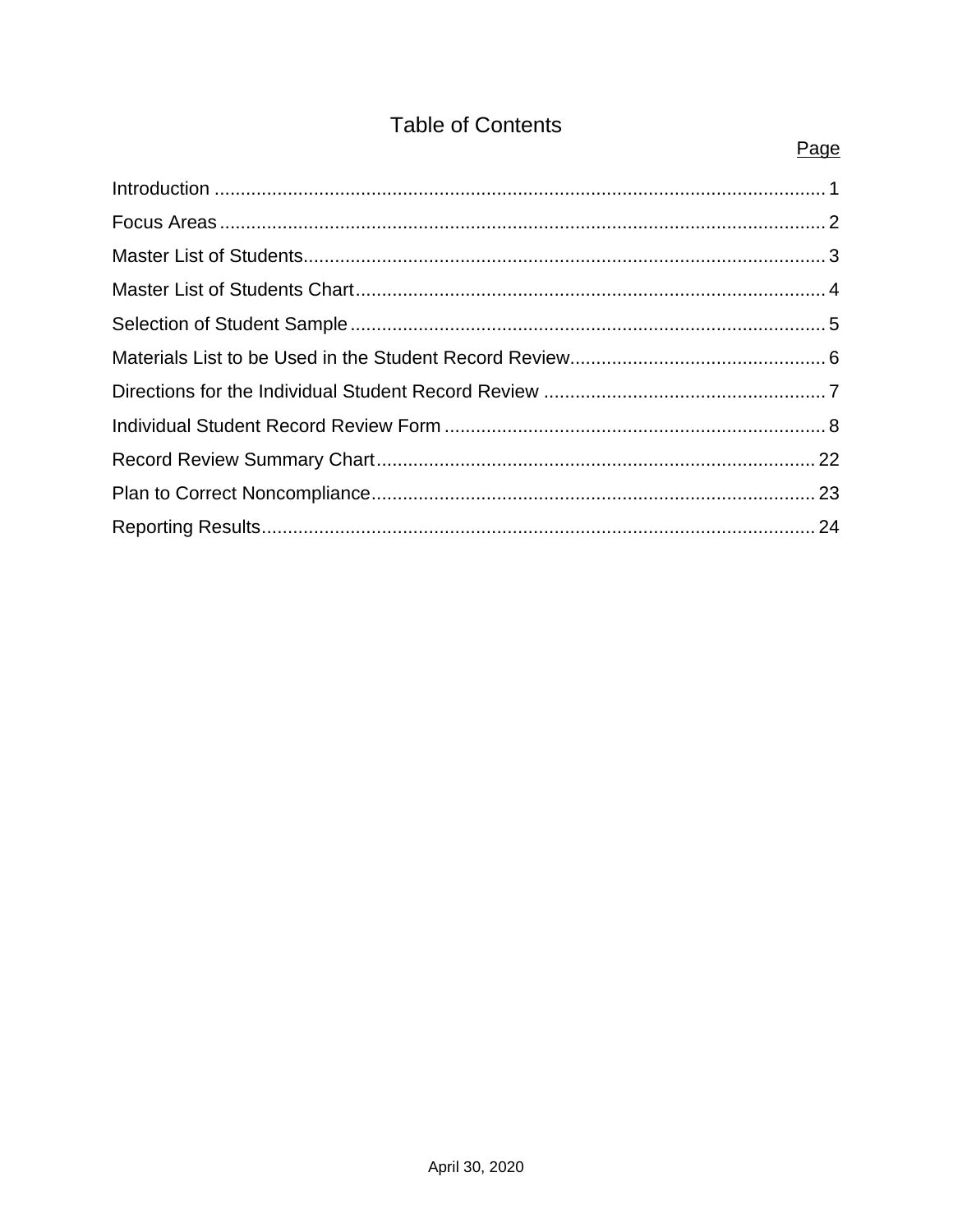# Table of Contents

| | Page |
|---|---|
| Introduction | 1 |
| Focus Areas | 2 |
| Master List of Students | 3 |
| Master List of Students Chart | 4 |
| Selection of Student Sample | 5 |
| Materials List to be Used in the Student Record Review | 6 |
| Directions for the Individual Student Record Review | 7 |
| Individual Student Record Review Form | 8 |
| Record Review Summary Chart | 22 |
| Plan to Correct Noncompliance | 23 |
| Reporting Results | 24 |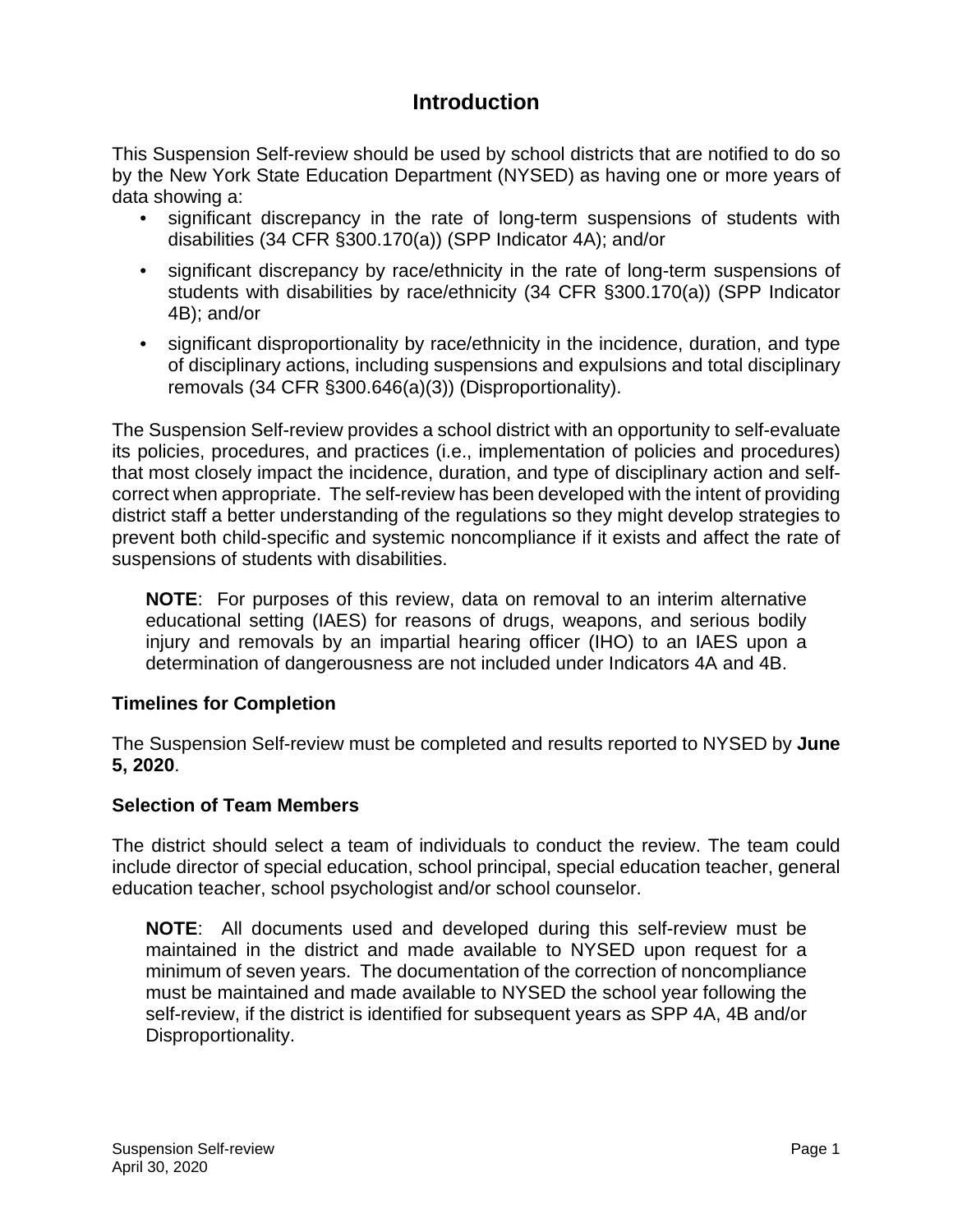# Introduction

This Suspension Self-review should be used by school districts that are notified to do so by the New York State Education Department (NYSED) as having one or more years of data showing a:

- significant discrepancy in the rate of long-term suspensions of students with disabilities (34 CFR §300.170(a)) (SPP Indicator 4A); and/or
- significant discrepancy by race/ethnicity in the rate of long-term suspensions of students with disabilities by race/ethnicity (34 CFR §300.170(a)) (SPP Indicator 4B); and/or
- significant disproportionality by race/ethnicity in the incidence, duration, and type of disciplinary actions, including suspensions and expulsions and total disciplinary removals (34 CFR §300.646(a)(3)) (Disproportionality).

The Suspension Self-review provides a school district with an opportunity to self-evaluate its policies, procedures, and practices (i.e., implementation of policies and procedures) that most closely impact the incidence, duration, and type of disciplinary action and self-correct when appropriate. The self-review has been developed with the intent of providing district staff a better understanding of the regulations so they might develop strategies to prevent both child-specific and systemic noncompliance if it exists and affect the rate of suspensions of students with disabilities.

> **NOTE**: For purposes of this review, data on removal to an interim alternative educational setting (IAES) for reasons of drugs, weapons, and serious bodily injury and removals by an impartial hearing officer (IHO) to an IAES upon a determination of dangerousness are not included under Indicators 4A and 4B.

### Timelines for Completion

The Suspension Self-review must be completed and results reported to NYSED by **June 5, 2020**.

### Selection of Team Members

The district should select a team of individuals to conduct the review. The team could include director of special education, school principal, special education teacher, general education teacher, school psychologist and/or school counselor.

> **NOTE**: All documents used and developed during this self-review must be maintained in the district and made available to NYSED upon request for a minimum of seven years. The documentation of the correction of noncompliance must be maintained and made available to NYSED the school year following the self-review, if the district is identified for subsequent years as SPP 4A, 4B and/or Disproportionality.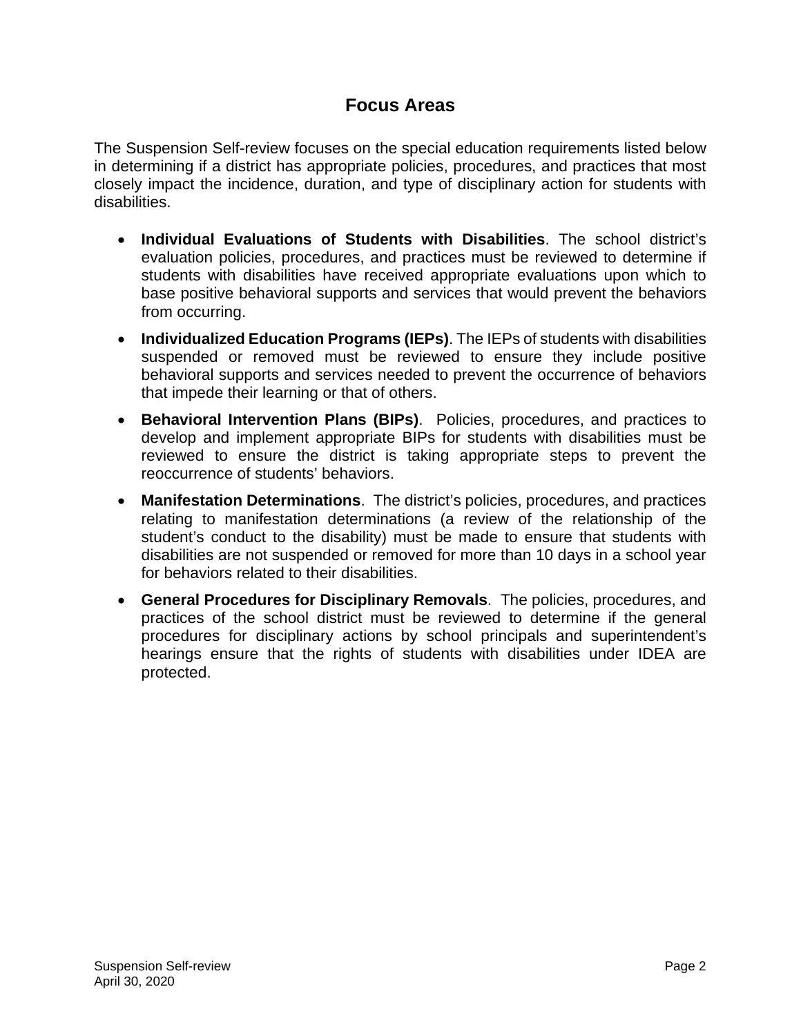## Focus Areas

The Suspension Self-review focuses on the special education requirements listed below in determining if a district has appropriate policies, procedures, and practices that most closely impact the incidence, duration, and type of disciplinary action for students with disabilities.

- **Individual Evaluations of Students with Disabilities**. The school district's evaluation policies, procedures, and practices must be reviewed to determine if students with disabilities have received appropriate evaluations upon which to base positive behavioral supports and services that would prevent the behaviors from occurring.
- **Individualized Education Programs (IEPs)**. The IEPs of students with disabilities suspended or removed must be reviewed to ensure they include positive behavioral supports and services needed to prevent the occurrence of behaviors that impede their learning or that of others.
- **Behavioral Intervention Plans (BIPs)**. Policies, procedures, and practices to develop and implement appropriate BIPs for students with disabilities must be reviewed to ensure the district is taking appropriate steps to prevent the reoccurrence of students' behaviors.
- **Manifestation Determinations**. The district's policies, procedures, and practices relating to manifestation determinations (a review of the relationship of the student's conduct to the disability) must be made to ensure that students with disabilities are not suspended or removed for more than 10 days in a school year for behaviors related to their disabilities.
- **General Procedures for Disciplinary Removals**. The policies, procedures, and practices of the school district must be reviewed to determine if the general procedures for disciplinary actions by school principals and superintendent's hearings ensure that the rights of students with disabilities under IDEA are protected.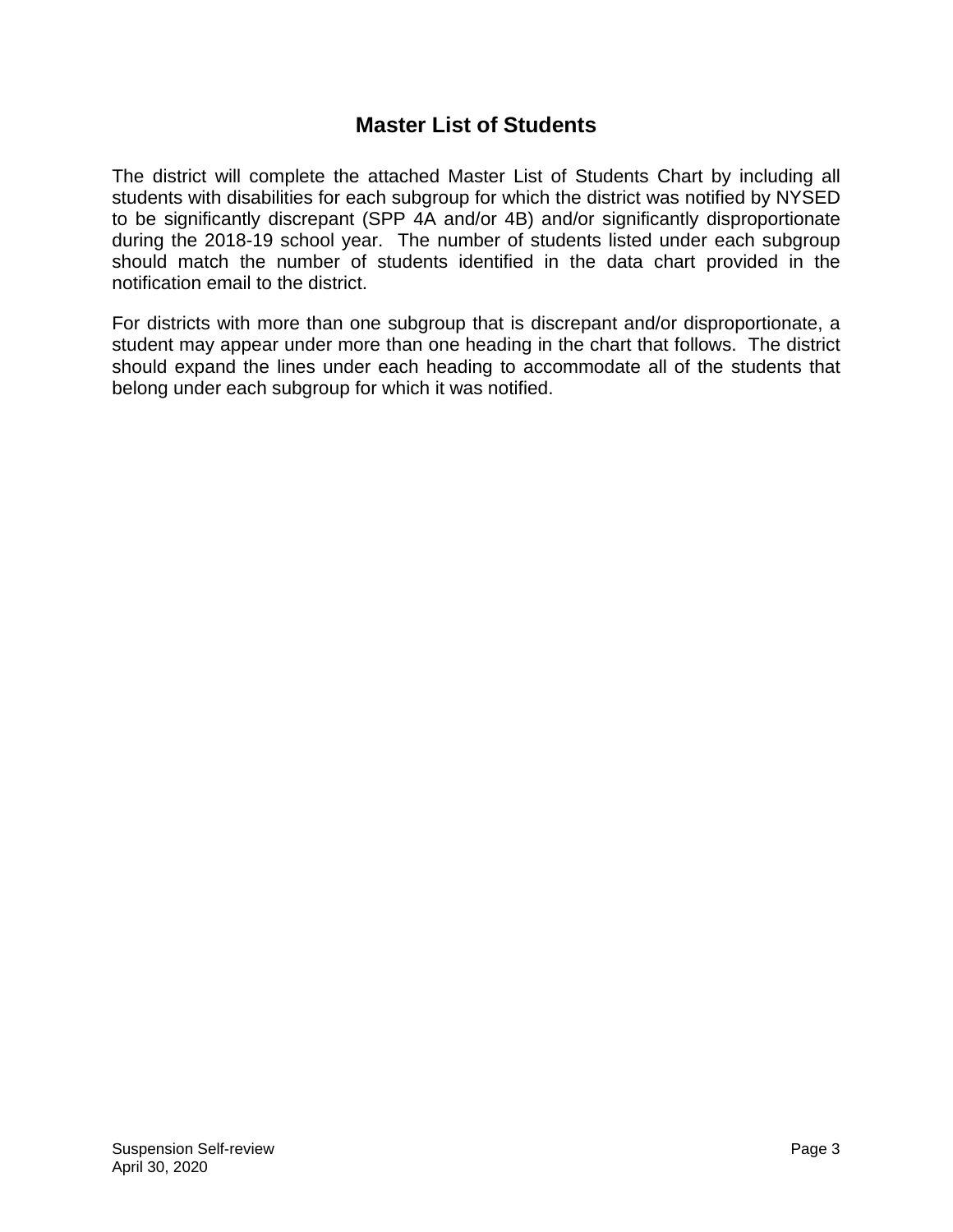# Master List of Students

The district will complete the attached Master List of Students Chart by including all students with disabilities for each subgroup for which the district was notified by NYSED to be significantly discrepant (SPP 4A and/or 4B) and/or significantly disproportionate during the 2018-19 school year. The number of students listed under each subgroup should match the number of students identified in the data chart provided in the notification email to the district.

For districts with more than one subgroup that is discrepant and/or disproportionate, a student may appear under more than one heading in the chart that follows. The district should expand the lines under each heading to accommodate all of the students that belong under each subgroup for which it was notified.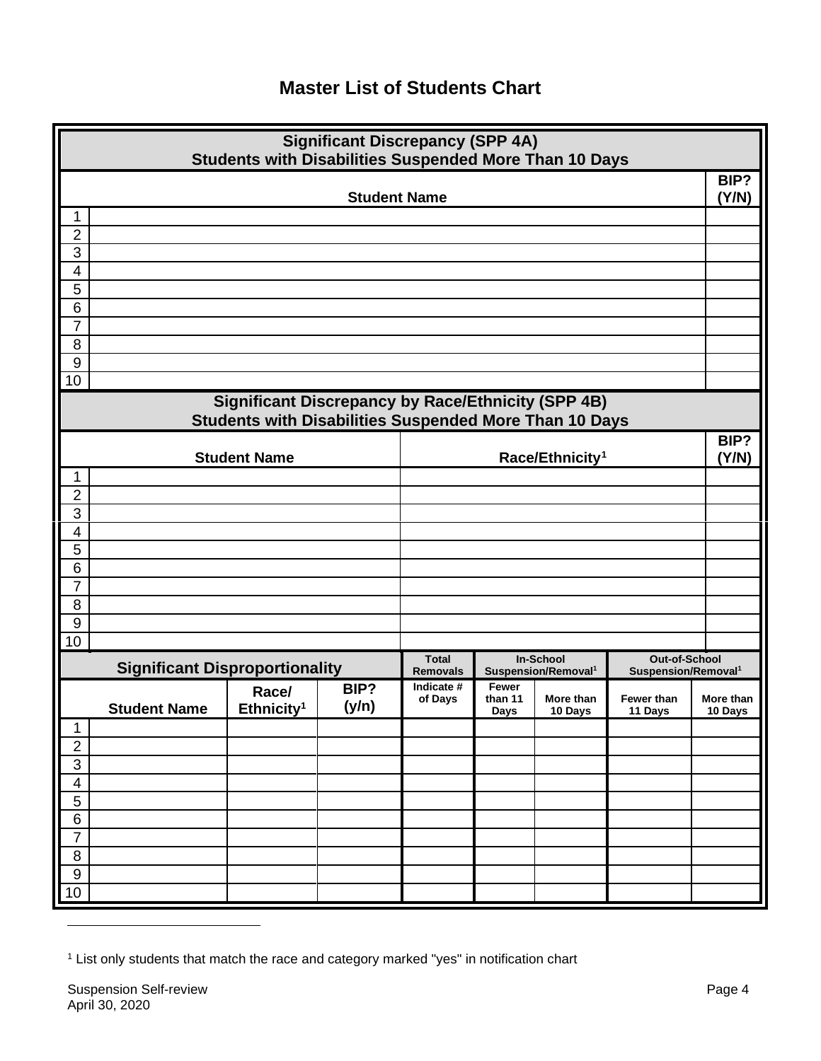# Master List of Students Chart

| Significant Discrepancy (SPP 4A)<br>Students with Disabilities Suspended More Than 10 Days | | |
|---|---|---|
| | **Student Name** | **BIP? (Y/N)** |
| 1 | | |
| 2 | | |
| 3 | | |
| 4 | | |
| 5 | | |
| 6 | | |
| 7 | | |
| 8 | | |
| 9 | | |
| 10 | | |

| Significant Discrepancy by Race/Ethnicity (SPP 4B)<br>Students with Disabilities Suspended More Than 10 Days | | | |
|---|---|---|---|
| | **Student Name** | **Race/Ethnicity[1]** | **BIP? (Y/N)** |
| 1 | | | |
| 2 | | | |
| 3 | | | |
| 4 | | | |
| 5 | | | |
| 6 | | | |
| 7 | | | |
| 8 | | | |
| 9 | | | |
| 10 | | | |

| Significant Disproportionality | | | | Total Removals | In-School Suspension/Removal[1] | | Out-of-School Suspension/Removal[1] | |
|---|---|---|---|---|---|---|---|---|
| | **Student Name** | **Race/ Ethnicity[1]** | **BIP? (y/n)** | **Indicate # of Days** | **Fewer than 11 Days** | **More than 10 Days** | **Fewer than 11 Days** | **More than 10 Days** |
| 1 | | | | | | | | |
| 2 | | | | | | | | |
| 3 | | | | | | | | |
| 4 | | | | | | | | |
| 5 | | | | | | | | |
| 6 | | | | | | | | |
| 7 | | | | | | | | |
| 8 | | | | | | | | |
| 9 | | | | | | | | |
| 10 | | | | | | | | |

[1] List only students that match the race and category marked "yes" in notification chart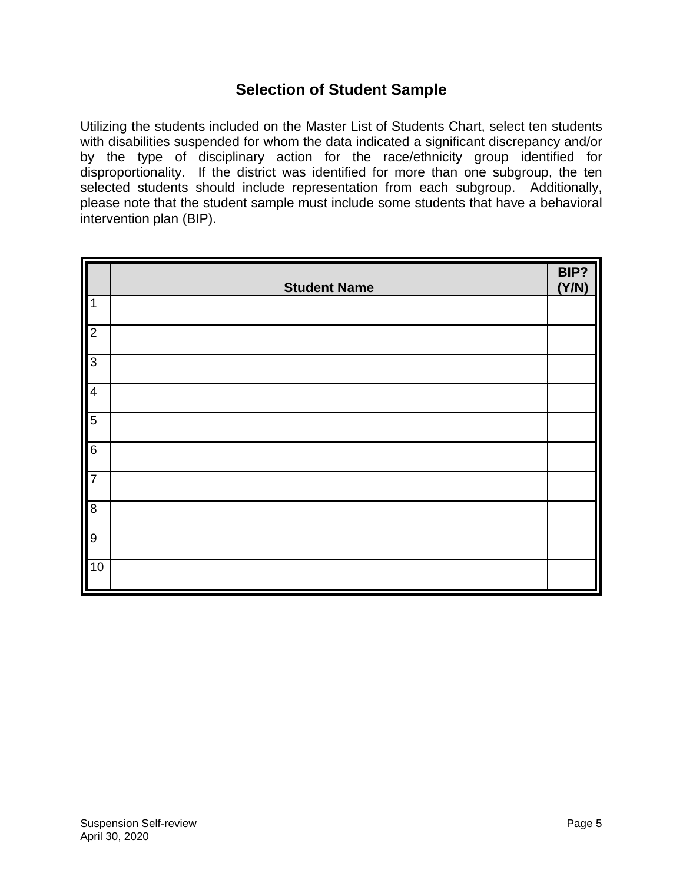# Selection of Student Sample

Utilizing the students included on the Master List of Students Chart, select ten students with disabilities suspended for whom the data indicated a significant discrepancy and/or by the type of disciplinary action for the race/ethnicity group identified for disproportionality. If the district was identified for more than one subgroup, the ten selected students should include representation from each subgroup. Additionally, please note that the student sample must include some students that have a behavioral intervention plan (BIP).

| | Student Name | BIP? (Y/N) |
|---|---|---|
| 1 | | |
| 2 | | |
| 3 | | |
| 4 | | |
| 5 | | |
| 6 | | |
| 7 | | |
| 8 | | |
| 9 | | |
| 10 | | |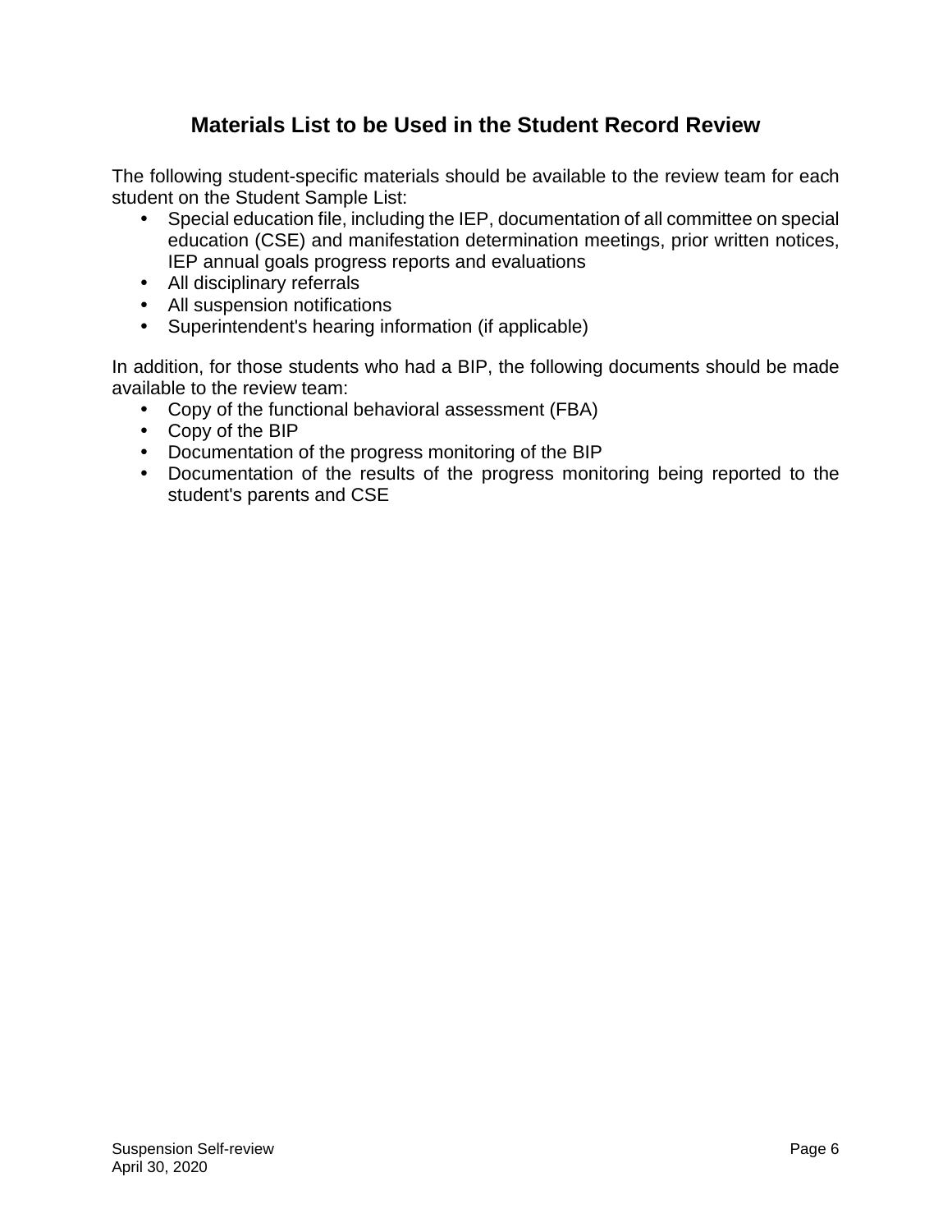## Materials List to be Used in the Student Record Review

The following student-specific materials should be available to the review team for each student on the Student Sample List:

- Special education file, including the IEP, documentation of all committee on special education (CSE) and manifestation determination meetings, prior written notices, IEP annual goals progress reports and evaluations
- All disciplinary referrals
- All suspension notifications
- Superintendent's hearing information (if applicable)

In addition, for those students who had a BIP, the following documents should be made available to the review team:

- Copy of the functional behavioral assessment (FBA)
- Copy of the BIP
- Documentation of the progress monitoring of the BIP
- Documentation of the results of the progress monitoring being reported to the student's parents and CSE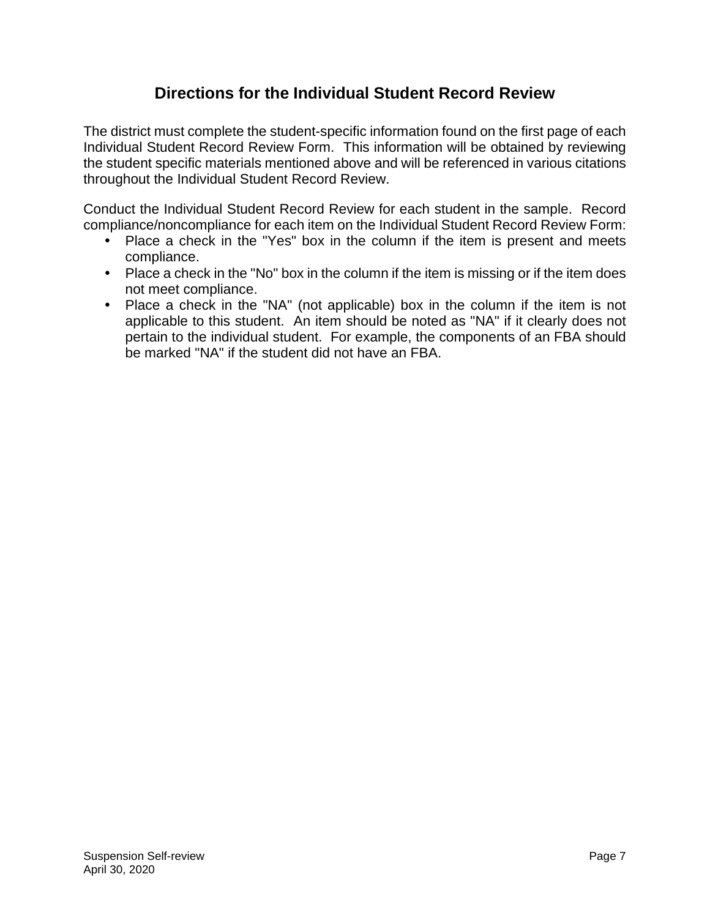## Directions for the Individual Student Record Review

The district must complete the student-specific information found on the first page of each Individual Student Record Review Form. This information will be obtained by reviewing the student specific materials mentioned above and will be referenced in various citations throughout the Individual Student Record Review.

Conduct the Individual Student Record Review for each student in the sample. Record compliance/noncompliance for each item on the Individual Student Record Review Form:

- Place a check in the "Yes" box in the column if the item is present and meets compliance.
- Place a check in the "No" box in the column if the item is missing or if the item does not meet compliance.
- Place a check in the "NA" (not applicable) box in the column if the item is not applicable to this student. An item should be noted as "NA" if it clearly does not pertain to the individual student. For example, the components of an FBA should be marked "NA" if the student did not have an FBA.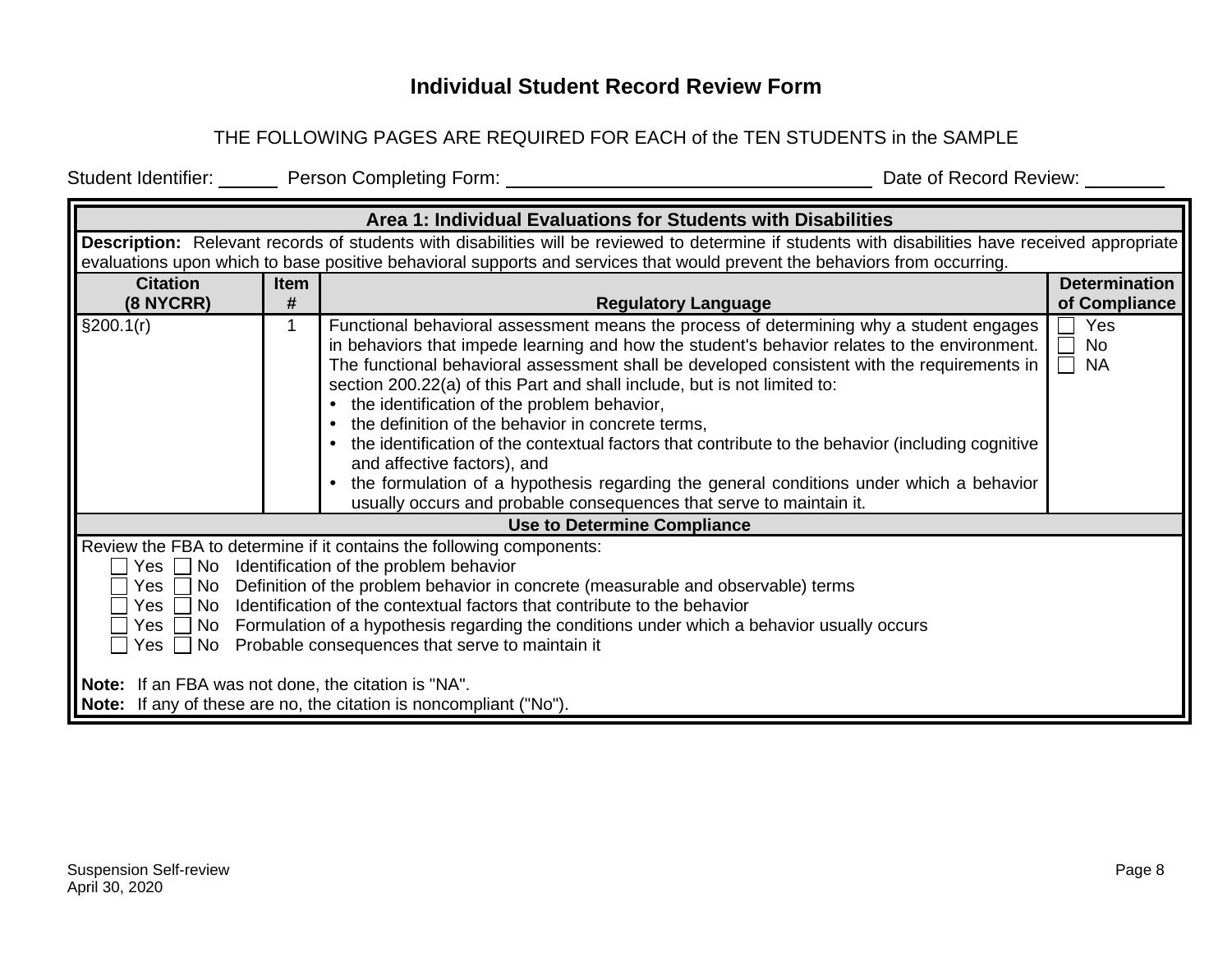# Individual Student Record Review Form

THE FOLLOWING PAGES ARE REQUIRED FOR EACH of the TEN STUDENTS in the SAMPLE

Student Identifier: ______ Person Completing Form: ____________________________________ Date of Record Review: ________

| Area 1: Individual Evaluations for Students with Disabilities | | | |
|---|---|---|---|
| **Description:** Relevant records of students with disabilities will be reviewed to determine if students with disabilities have received appropriate evaluations upon which to base positive behavioral supports and services that would prevent the behaviors from occurring. | | | |
| **Citation (8 NYCRR)** | **Item #** | **Regulatory Language** | **Determination of Compliance** |
| §200.1(r) | 1 | Functional behavioral assessment means the process of determining why a student engages in behaviors that impede learning and how the student's behavior relates to the environment. The functional behavioral assessment shall be developed consistent with the requirements in section 200.22(a) of this Part and shall include, but is not limited to:<br>• the identification of the problem behavior,<br>• the definition of the behavior in concrete terms,<br>• the identification of the contextual factors that contribute to the behavior (including cognitive and affective factors), and<br>• the formulation of a hypothesis regarding the general conditions under which a behavior usually occurs and probable consequences that serve to maintain it. | ☐ Yes<br>☐ No<br>☐ NA |
| **Use to Determine Compliance** | | | |
| Review the FBA to determine if it contains the following components:<br>☐ Yes ☐ No Identification of the problem behavior<br>☐ Yes ☐ No Definition of the problem behavior in concrete (measurable and observable) terms<br>☐ Yes ☐ No Identification of the contextual factors that contribute to the behavior<br>☐ Yes ☐ No Formulation of a hypothesis regarding the conditions under which a behavior usually occurs<br>☐ Yes ☐ No Probable consequences that serve to maintain it<br><br>**Note:** If an FBA was not done, the citation is "NA".<br>**Note:** If any of these are no, the citation is noncompliant ("No"). | | | |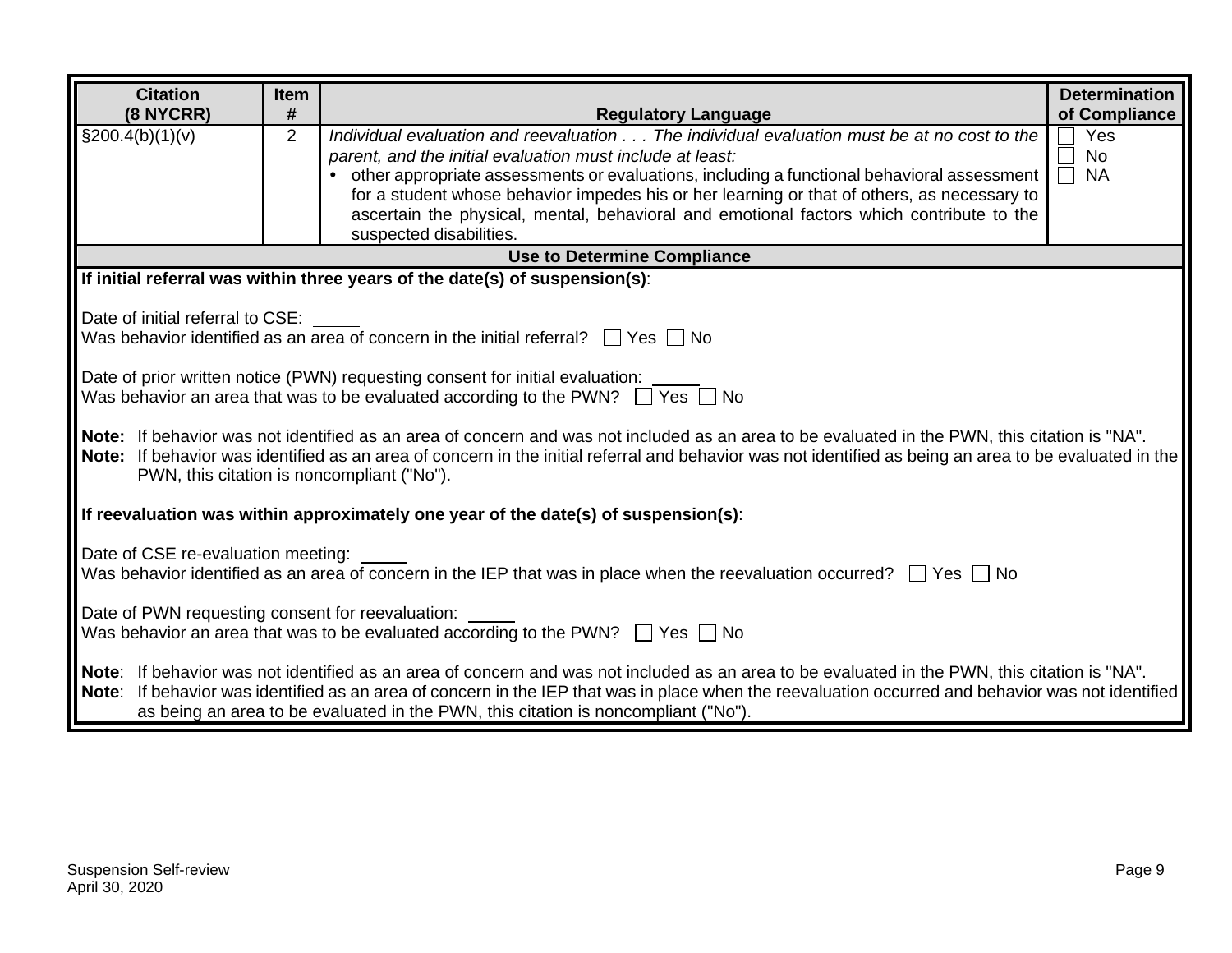| Citation (8 NYCRR) | Item # | Regulatory Language | Determination of Compliance |
|---|---|---|---|
| §200.4(b)(1)(v) | 2 | *Individual evaluation and reevaluation . . . The individual evaluation must be at no cost to the parent, and the initial evaluation must include at least:*<br>• other appropriate assessments or evaluations, including a functional behavioral assessment for a student whose behavior impedes his or her learning or that of others, as necessary to ascertain the physical, mental, behavioral and emotional factors which contribute to the suspected disabilities. | ☐ Yes<br>☐ No<br>☐ NA |

**Use to Determine Compliance**

**If initial referral was within three years of the date(s) of suspension(s)**:

Date of initial referral to CSE: _____
Was behavior identified as an area of concern in the initial referral? ☐ Yes ☐ No

Date of prior written notice (PWN) requesting consent for initial evaluation: _____
Was behavior an area that was to be evaluated according to the PWN? ☐ Yes ☐ No

**Note:** If behavior was not identified as an area of concern and was not included as an area to be evaluated in the PWN, this citation is "NA".
**Note:** If behavior was identified as an area of concern in the initial referral and behavior was not identified as being an area to be evaluated in the PWN, this citation is noncompliant ("No").

**If reevaluation was within approximately one year of the date(s) of suspension(s)**:

Date of CSE re-evaluation meeting: _____
Was behavior identified as an area of concern in the IEP that was in place when the reevaluation occurred? ☐ Yes ☐ No

Date of PWN requesting consent for reevaluation: _____
Was behavior an area that was to be evaluated according to the PWN? ☐ Yes ☐ No

**Note**: If behavior was not identified as an area of concern and was not included as an area to be evaluated in the PWN, this citation is "NA".
**Note**: If behavior was identified as an area of concern in the IEP that was in place when the reevaluation occurred and behavior was not identified as being an area to be evaluated in the PWN, this citation is noncompliant ("No").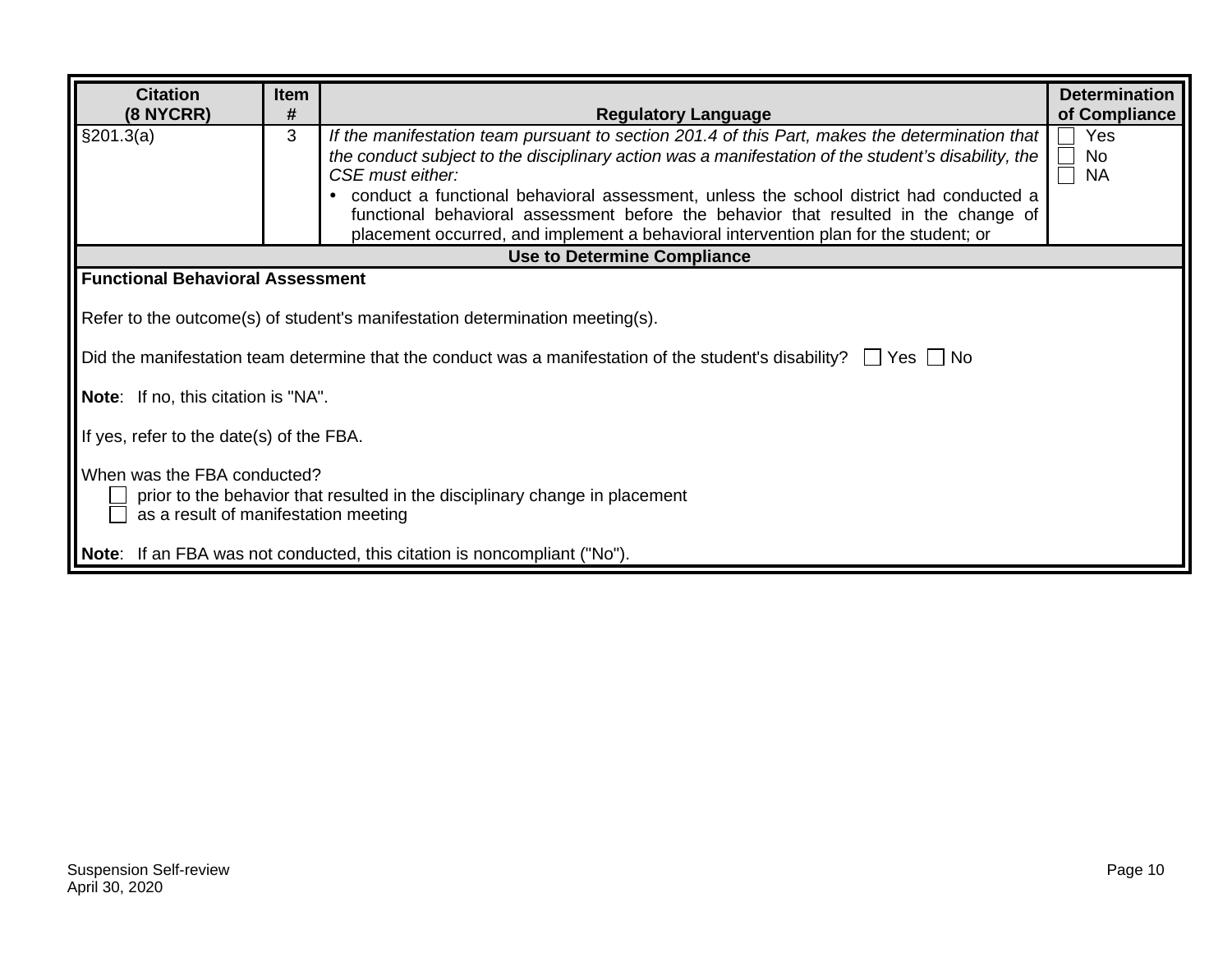| Citation (8 NYCRR) | Item # | Regulatory Language | Determination of Compliance |
|---|---|---|---|
| §201.3(a) | 3 | *If the manifestation team pursuant to section 201.4 of this Part, makes the determination that the conduct subject to the disciplinary action was a manifestation of the student's disability, the CSE must either:*<br>• conduct a functional behavioral assessment, unless the school district had conducted a functional behavioral assessment before the behavior that resulted in the change of placement occurred, and implement a behavioral intervention plan for the student; or | ☐ Yes<br>☐ No<br>☐ NA |

**Use to Determine Compliance**

**Functional Behavioral Assessment**

Refer to the outcome(s) of student's manifestation determination meeting(s).

Did the manifestation team determine that the conduct was a manifestation of the student's disability? ☐ Yes ☐ No

**Note**: If no, this citation is "NA".

If yes, refer to the date(s) of the FBA.

When was the FBA conducted?

☐ prior to the behavior that resulted in the disciplinary change in placement
☐ as a result of manifestation meeting

**Note**: If an FBA was not conducted, this citation is noncompliant ("No").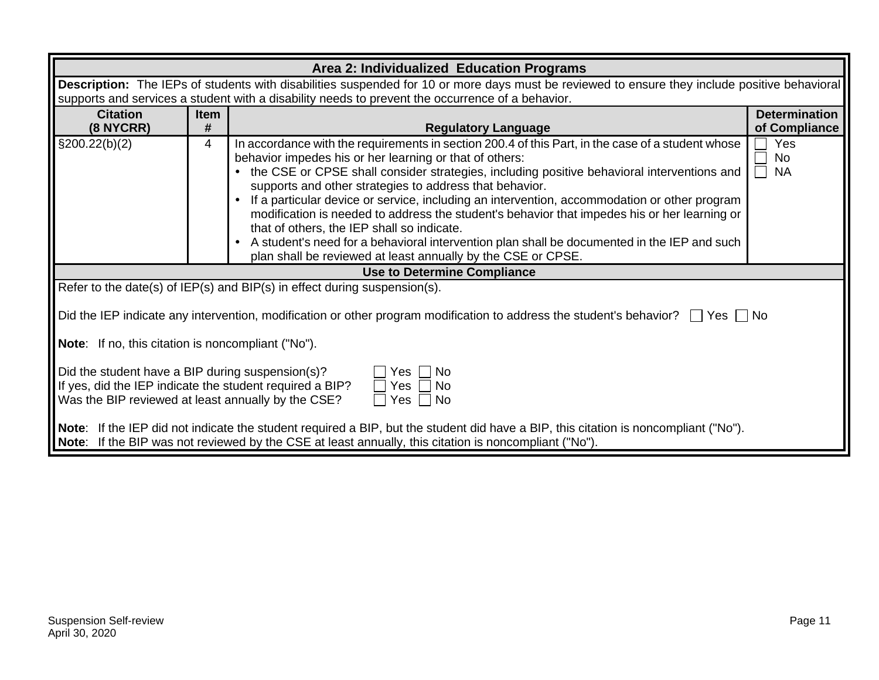## Area 2: Individualized Education Programs

**Description:** The IEPs of students with disabilities suspended for 10 or more days must be reviewed to ensure they include positive behavioral supports and services a student with a disability needs to prevent the occurrence of a behavior.

| Citation (8 NYCRR) | Item # | Regulatory Language | Determination of Compliance |
|---|---|---|---|
| §200.22(b)(2) | 4 | In accordance with the requirements in section 200.4 of this Part, in the case of a student whose behavior impedes his or her learning or that of others:<br>• the CSE or CPSE shall consider strategies, including positive behavioral interventions and supports and other strategies to address that behavior.<br>• If a particular device or service, including an intervention, accommodation or other program modification is needed to address the student's behavior that impedes his or her learning or that of others, the IEP shall so indicate.<br>• A student's need for a behavioral intervention plan shall be documented in the IEP and such plan shall be reviewed at least annually by the CSE or CPSE. | ☐ Yes<br>☐ No<br>☐ NA |

### Use to Determine Compliance

Refer to the date(s) of IEP(s) and BIP(s) in effect during suspension(s).

Did the IEP indicate any intervention, modification or other program modification to address the student's behavior? ☐ Yes ☐ No

**Note**: If no, this citation is noncompliant ("No").

Did the student have a BIP during suspension(s)? ☐ Yes ☐ No
If yes, did the IEP indicate the student required a BIP? ☐ Yes ☐ No
Was the BIP reviewed at least annually by the CSE? ☐ Yes ☐ No

**Note**: If the IEP did not indicate the student required a BIP, but the student did have a BIP, this citation is noncompliant ("No").
**Note**: If the BIP was not reviewed by the CSE at least annually, this citation is noncompliant ("No").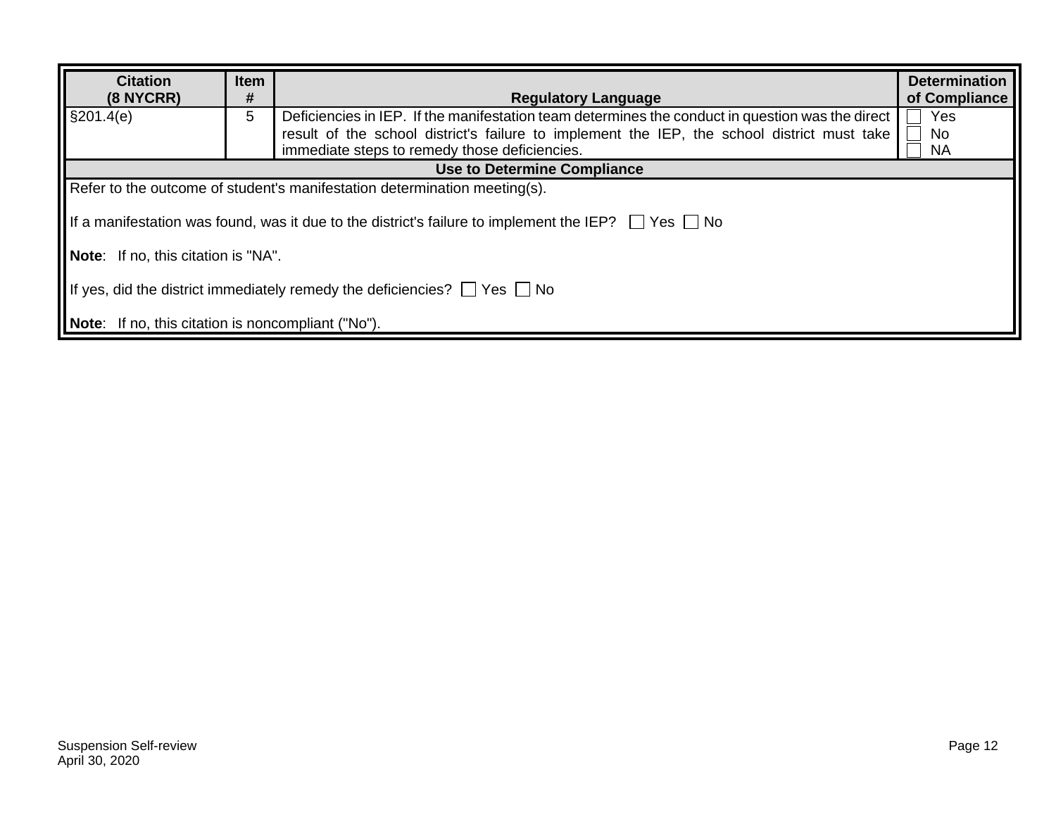| Citation (8 NYCRR) | Item # | Regulatory Language | Determination of Compliance |
|---|---|---|---|
| §201.4(e) | 5 | Deficiencies in IEP. If the manifestation team determines the conduct in question was the direct result of the school district's failure to implement the IEP, the school district must take immediate steps to remedy those deficiencies. | ☐ Yes<br>☐ No<br>☐ NA |

**Use to Determine Compliance**

Refer to the outcome of student's manifestation determination meeting(s).

If a manifestation was found, was it due to the district's failure to implement the IEP? ☐ Yes ☐ No

**Note**: If no, this citation is "NA".

If yes, did the district immediately remedy the deficiencies? ☐ Yes ☐ No

**Note**: If no, this citation is noncompliant ("No").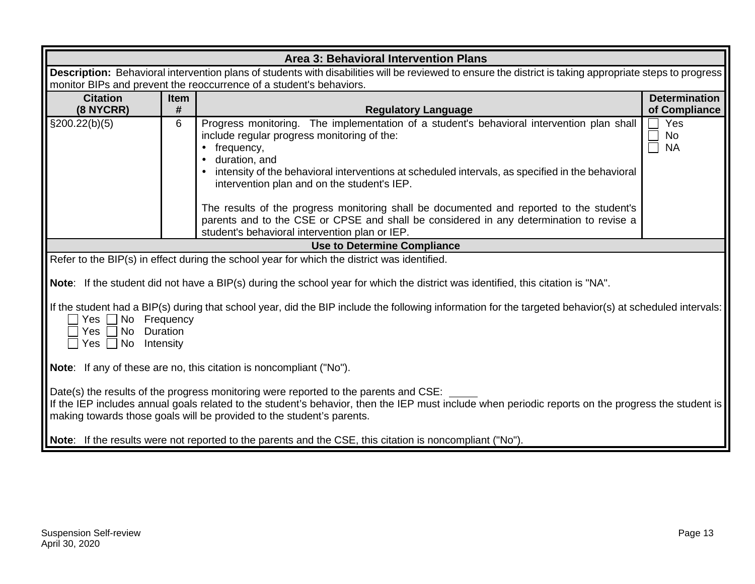| **Area 3: Behavioral Intervention Plans** | | | |
|---|---|---|---|
| **Description:** Behavioral intervention plans of students with disabilities will be reviewed to ensure the district is taking appropriate steps to progress monitor BIPs and prevent the reoccurrence of a student's behaviors. | | | |
| **Citation (8 NYCRR)** | **Item #** | **Regulatory Language** | **Determination of Compliance** |
| §200.22(b)(5) | 6 | Progress monitoring. The implementation of a student's behavioral intervention plan shall include regular progress monitoring of the:<br>• frequency,<br>• duration, and<br>• intensity of the behavioral interventions at scheduled intervals, as specified in the behavioral intervention plan and on the student's IEP.<br><br>The results of the progress monitoring shall be documented and reported to the student's parents and to the CSE or CPSE and shall be considered in any determination to revise a student's behavioral intervention plan or IEP. | ☐ Yes<br>☐ No<br>☐ NA |

**Use to Determine Compliance**

Refer to the BIP(s) in effect during the school year for which the district was identified.

**Note**: If the student did not have a BIP(s) during the school year for which the district was identified, this citation is "NA".

If the student had a BIP(s) during that school year, did the BIP include the following information for the targeted behavior(s) at scheduled intervals:

- ☐ Yes ☐ No Frequency
- ☐ Yes ☐ No Duration
- ☐ Yes ☐ No Intensity

**Note**: If any of these are no, this citation is noncompliant ("No").

Date(s) the results of the progress monitoring were reported to the parents and CSE: _____

If the IEP includes annual goals related to the student's behavior, then the IEP must include when periodic reports on the progress the student is making towards those goals will be provided to the student's parents.

**Note**: If the results were not reported to the parents and the CSE, this citation is noncompliant ("No").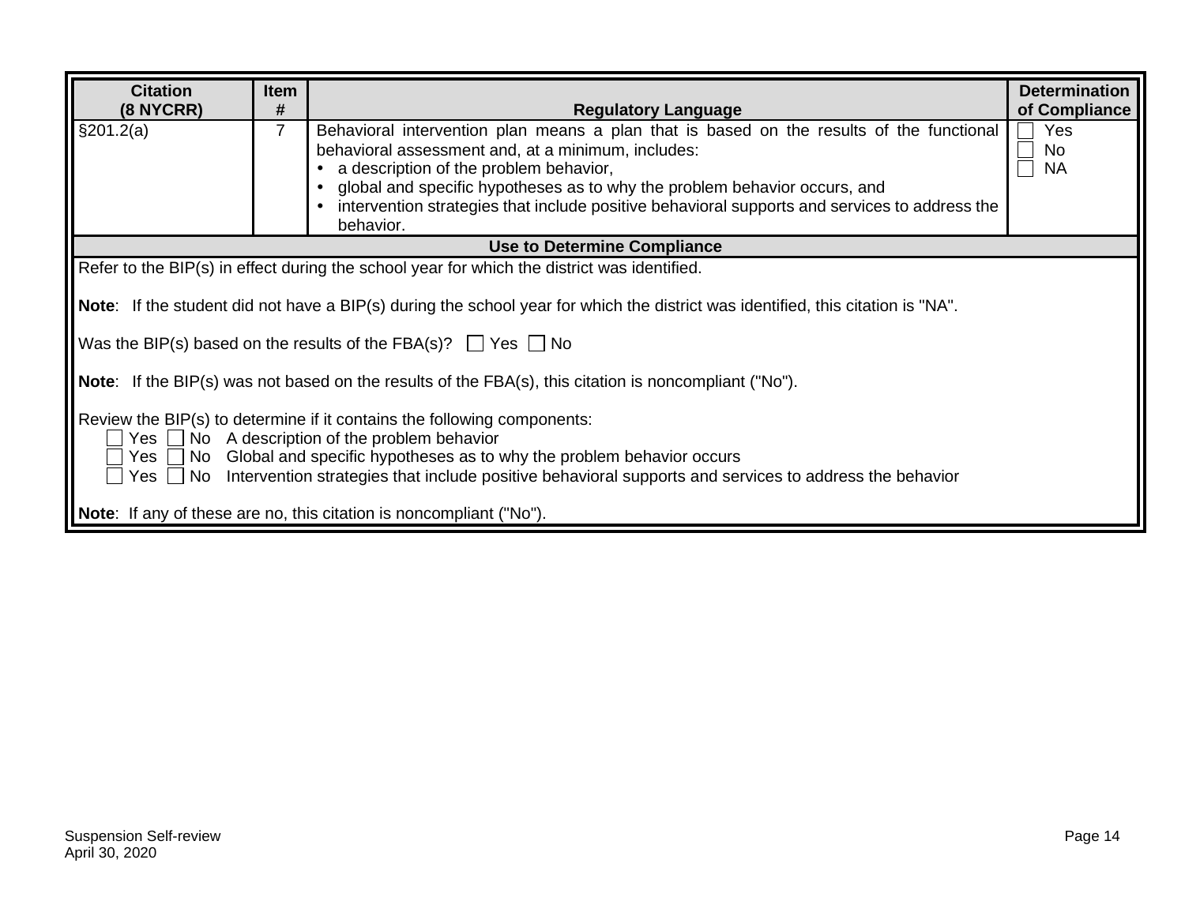| Citation (8 NYCRR) | Item # | Regulatory Language | Determination of Compliance |
|---|---|---|---|
| §201.2(a) | 7 | Behavioral intervention plan means a plan that is based on the results of the functional behavioral assessment and, at a minimum, includes:<br>• a description of the problem behavior,<br>• global and specific hypotheses as to why the problem behavior occurs, and<br>• intervention strategies that include positive behavioral supports and services to address the behavior. | ☐ Yes<br>☐ No<br>☐ NA |

**Use to Determine Compliance**

Refer to the BIP(s) in effect during the school year for which the district was identified.

**Note**: If the student did not have a BIP(s) during the school year for which the district was identified, this citation is "NA".

Was the BIP(s) based on the results of the FBA(s)? ☐ Yes ☐ No

**Note**: If the BIP(s) was not based on the results of the FBA(s), this citation is noncompliant ("No").

Review the BIP(s) to determine if it contains the following components:

- ☐ Yes ☐ No A description of the problem behavior
- ☐ Yes ☐ No Global and specific hypotheses as to why the problem behavior occurs
- ☐ Yes ☐ No Intervention strategies that include positive behavioral supports and services to address the behavior

**Note**: If any of these are no, this citation is noncompliant ("No").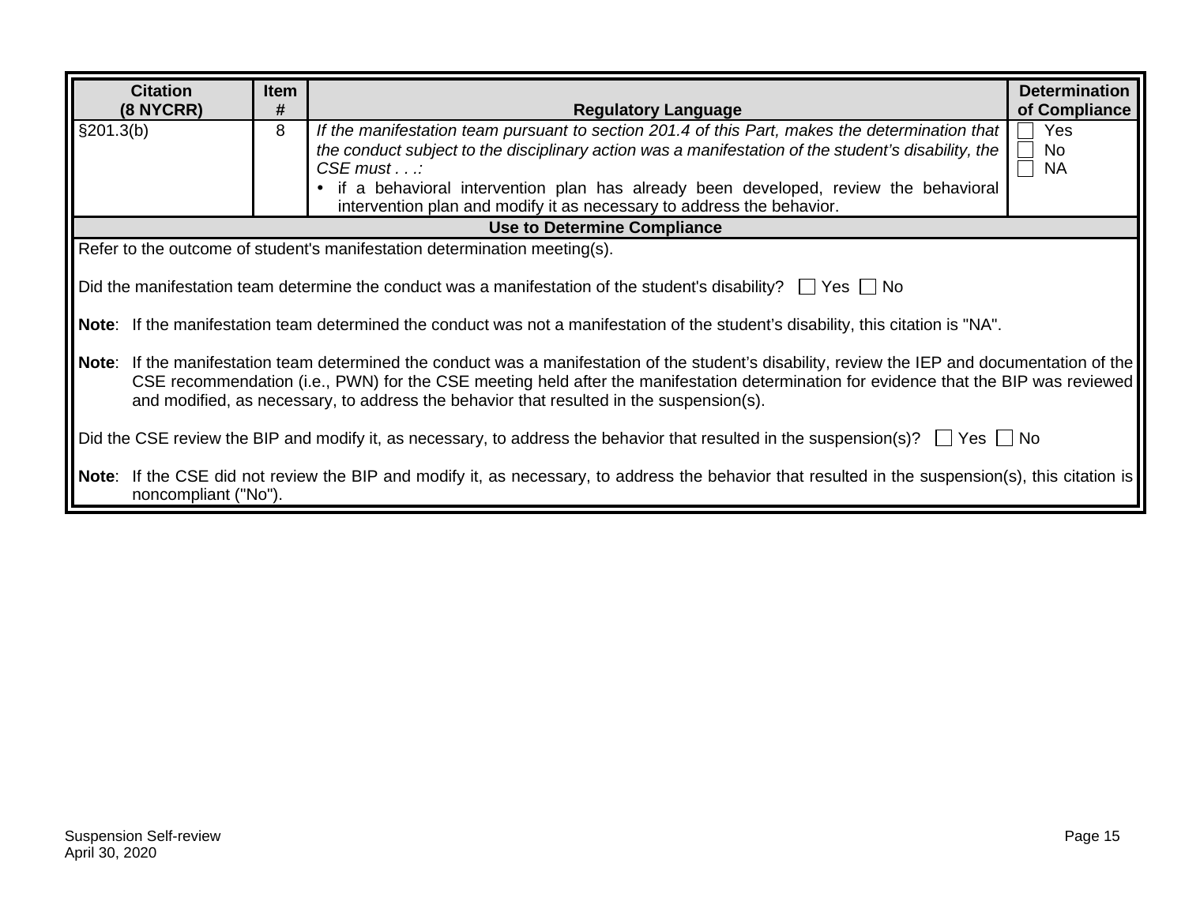| Citation (8 NYCRR) | Item # | Regulatory Language | Determination of Compliance |
|---|---|---|---|
| §201.3(b) | 8 | *If the manifestation team pursuant to section 201.4 of this Part, makes the determination that the conduct subject to the disciplinary action was a manifestation of the student's disability, the CSE must . . .:*<br>• if a behavioral intervention plan has already been developed, review the behavioral intervention plan and modify it as necessary to address the behavior. | ☐ Yes<br>☐ No<br>☐ NA |

**Use to Determine Compliance**

Refer to the outcome of student's manifestation determination meeting(s).

Did the manifestation team determine the conduct was a manifestation of the student's disability? ☐ Yes ☐ No

**Note**: If the manifestation team determined the conduct was not a manifestation of the student's disability, this citation is "NA".

**Note**: If the manifestation team determined the conduct was a manifestation of the student's disability, review the IEP and documentation of the CSE recommendation (i.e., PWN) for the CSE meeting held after the manifestation determination for evidence that the BIP was reviewed and modified, as necessary, to address the behavior that resulted in the suspension(s).

Did the CSE review the BIP and modify it, as necessary, to address the behavior that resulted in the suspension(s)? ☐ Yes ☐ No

**Note**: If the CSE did not review the BIP and modify it, as necessary, to address the behavior that resulted in the suspension(s), this citation is noncompliant ("No").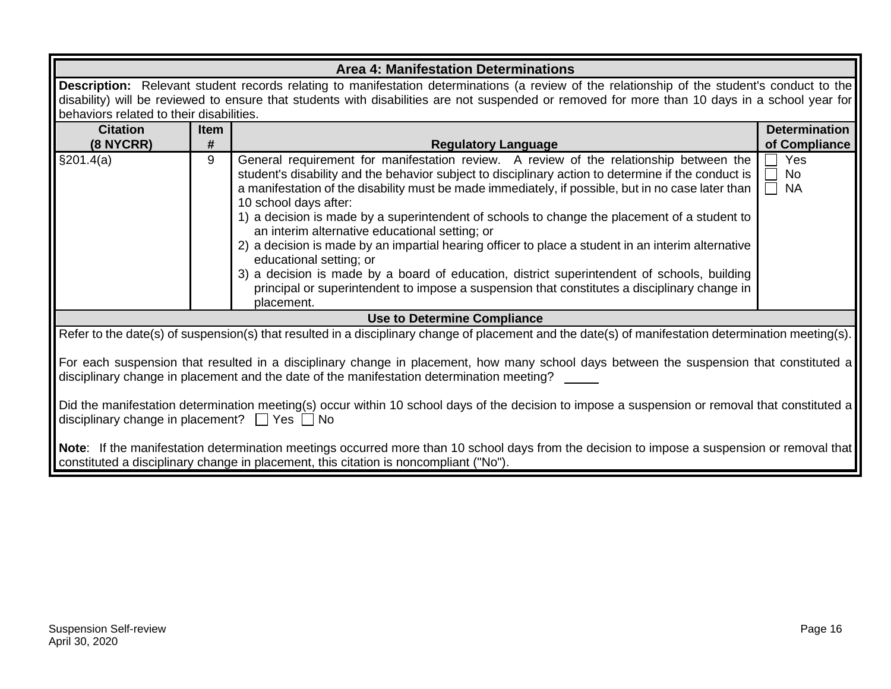| Area 4: Manifestation Determinations | | | |
|---|---|---|---|
| **Description:** Relevant student records relating to manifestation determinations (a review of the relationship of the student's conduct to the disability) will be reviewed to ensure that students with disabilities are not suspended or removed for more than 10 days in a school year for behaviors related to their disabilities. | | | |
| **Citation (8 NYCRR)** | **Item #** | **Regulatory Language** | **Determination of Compliance** |
| §201.4(a) | 9 | General requirement for manifestation review. A review of the relationship between the student's disability and the behavior subject to disciplinary action to determine if the conduct is a manifestation of the disability must be made immediately, if possible, but in no case later than 10 school days after:<br>1) a decision is made by a superintendent of schools to change the placement of a student to an interim alternative educational setting; or<br>2) a decision is made by an impartial hearing officer to place a student in an interim alternative educational setting; or<br>3) a decision is made by a board of education, district superintendent of schools, building principal or superintendent to impose a suspension that constitutes a disciplinary change in placement. | ☐ Yes<br>☐ No<br>☐ NA |

**Use to Determine Compliance**

Refer to the date(s) of suspension(s) that resulted in a disciplinary change of placement and the date(s) of manifestation determination meeting(s).

For each suspension that resulted in a disciplinary change in placement, how many school days between the suspension that constituted a disciplinary change in placement and the date of the manifestation determination meeting? _____

Did the manifestation determination meeting(s) occur within 10 school days of the decision to impose a suspension or removal that constituted a disciplinary change in placement? ☐ Yes ☐ No

**Note**: If the manifestation determination meetings occurred more than 10 school days from the decision to impose a suspension or removal that constituted a disciplinary change in placement, this citation is noncompliant ("No").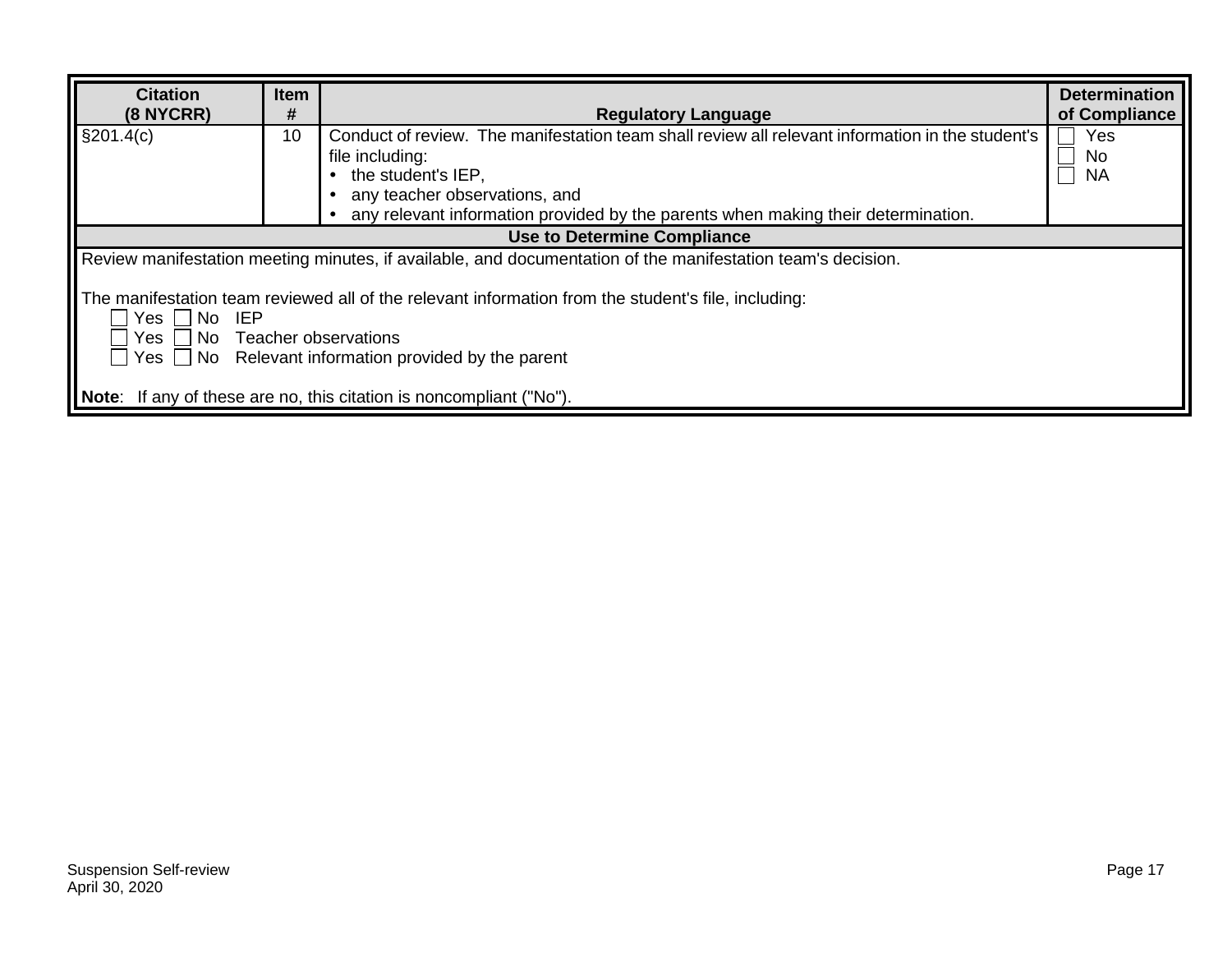| Citation (8 NYCRR) | Item # | Regulatory Language | Determination of Compliance |
|---|---|---|---|
| §201.4(c) | 10 | Conduct of review. The manifestation team shall review all relevant information in the student's file including:<br>• the student's IEP,<br>• any teacher observations, and<br>• any relevant information provided by the parents when making their determination. | ☐ Yes<br>☐ No<br>☐ NA |

**Use to Determine Compliance**

Review manifestation meeting minutes, if available, and documentation of the manifestation team's decision.

The manifestation team reviewed all of the relevant information from the student's file, including:

☐ Yes ☐ No IEP
☐ Yes ☐ No Teacher observations
☐ Yes ☐ No Relevant information provided by the parent

**Note**: If any of these are no, this citation is noncompliant ("No").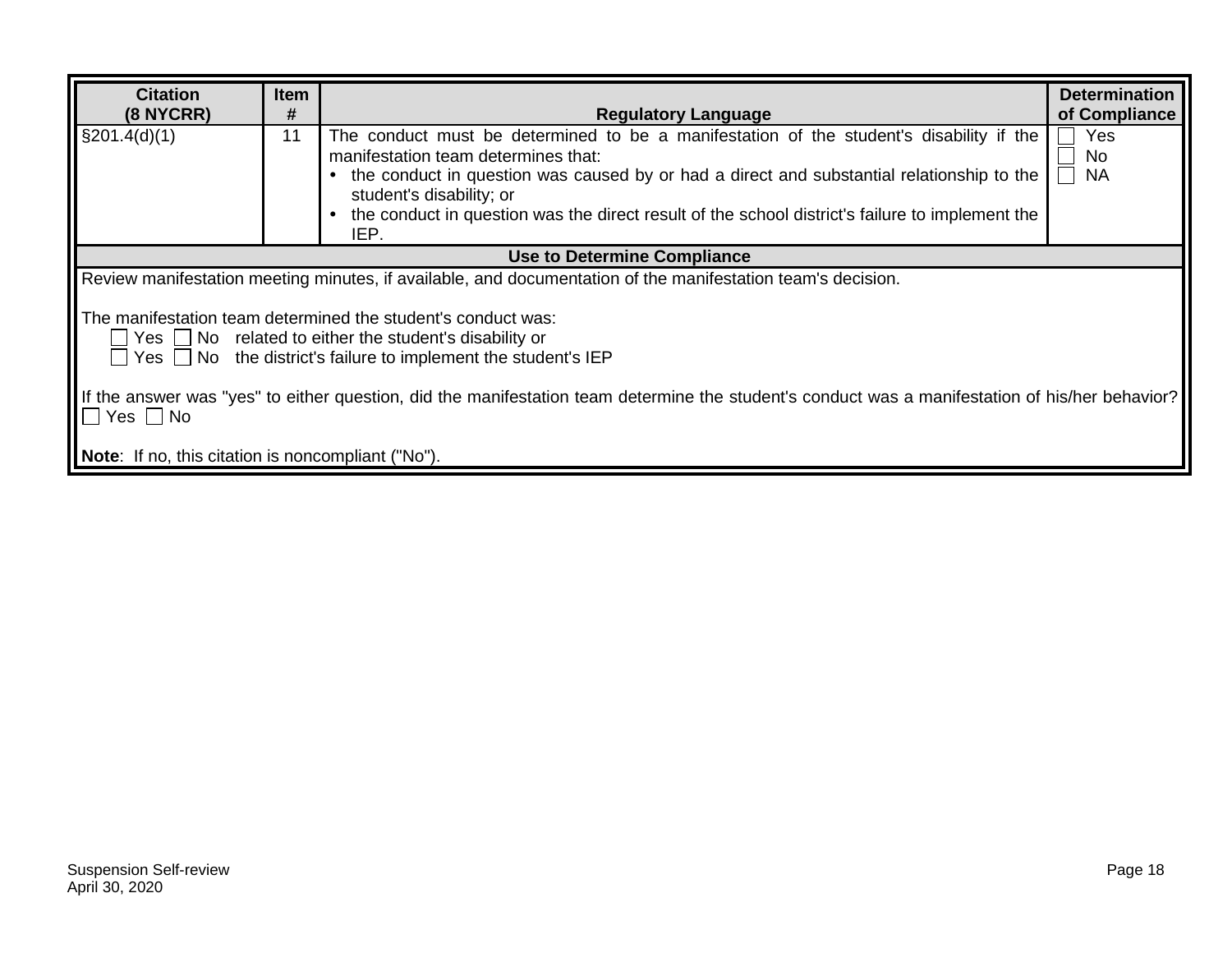| Citation (8 NYCRR) | Item # | Regulatory Language | Determination of Compliance |
|---|---|---|---|
| §201.4(d)(1) | 11 | The conduct must be determined to be a manifestation of the student's disability if the manifestation team determines that:<br>• the conduct in question was caused by or had a direct and substantial relationship to the student's disability; or<br>• the conduct in question was the direct result of the school district's failure to implement the IEP. | ☐ Yes<br>☐ No<br>☐ NA |

**Use to Determine Compliance**

Review manifestation meeting minutes, if available, and documentation of the manifestation team's decision.

The manifestation team determined the student's conduct was:

☐ Yes ☐ No related to either the student's disability or

☐ Yes ☐ No the district's failure to implement the student's IEP

If the answer was "yes" to either question, did the manifestation team determine the student's conduct was a manifestation of his/her behavior?

☐ Yes ☐ No

**Note**: If no, this citation is noncompliant ("No").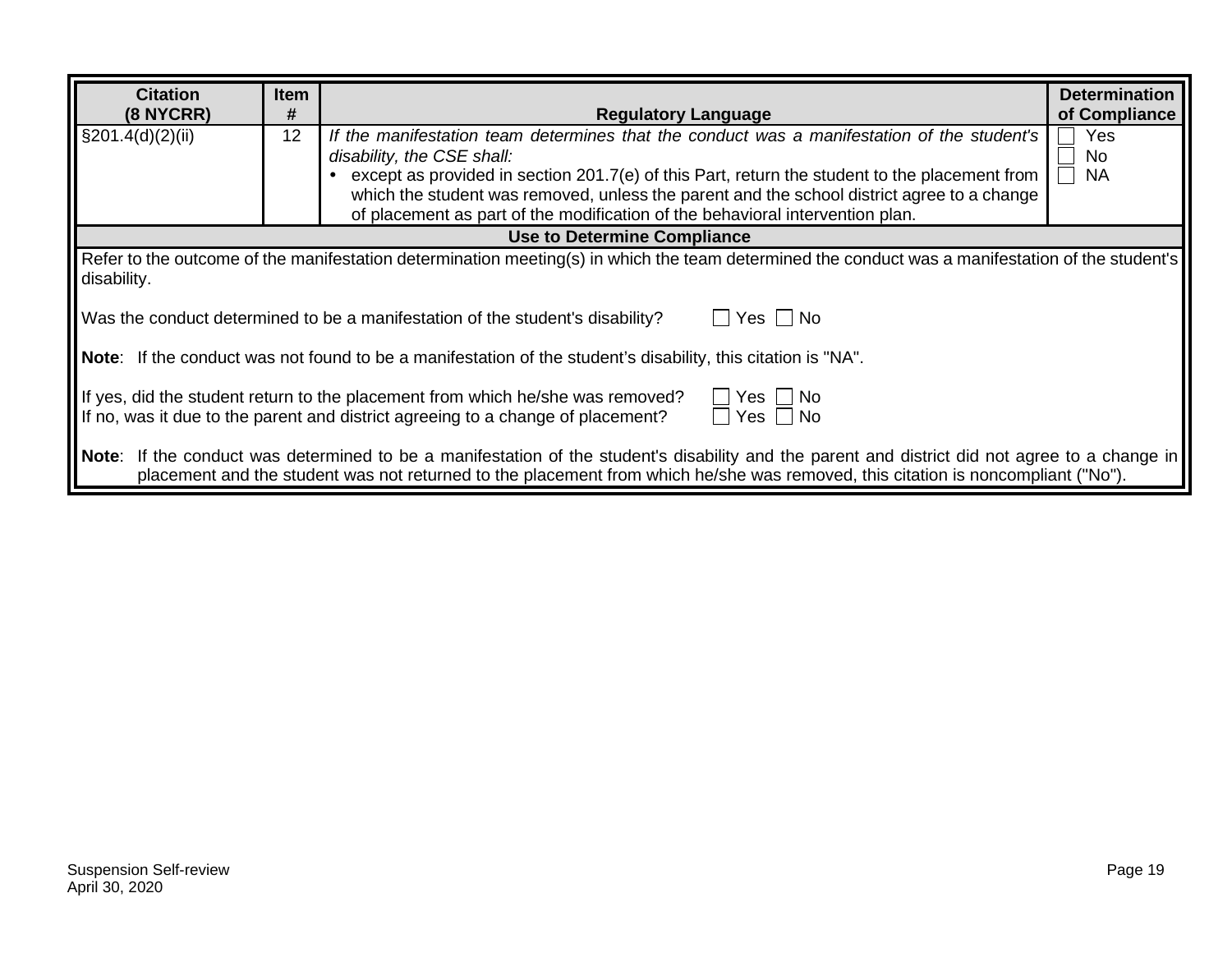| Citation (8 NYCRR) | Item # | Regulatory Language | Determination of Compliance |
|---|---|---|---|
| §201.4(d)(2)(ii) | 12 | *If the manifestation team determines that the conduct was a manifestation of the student's disability, the CSE shall:*<br>• except as provided in section 201.7(e) of this Part, return the student to the placement from which the student was removed, unless the parent and the school district agree to a change of placement as part of the modification of the behavioral intervention plan. | ☐ Yes<br>☐ No<br>☐ NA |

**Use to Determine Compliance**

Refer to the outcome of the manifestation determination meeting(s) in which the team determined the conduct was a manifestation of the student's disability.

Was the conduct determined to be a manifestation of the student's disability? ☐ Yes ☐ No

**Note**: If the conduct was not found to be a manifestation of the student's disability, this citation is "NA".

If yes, did the student return to the placement from which he/she was removed? ☐ Yes ☐ No
If no, was it due to the parent and district agreeing to a change of placement? ☐ Yes ☐ No

**Note**: If the conduct was determined to be a manifestation of the student's disability and the parent and district did not agree to a change in placement and the student was not returned to the placement from which he/she was removed, this citation is noncompliant ("No").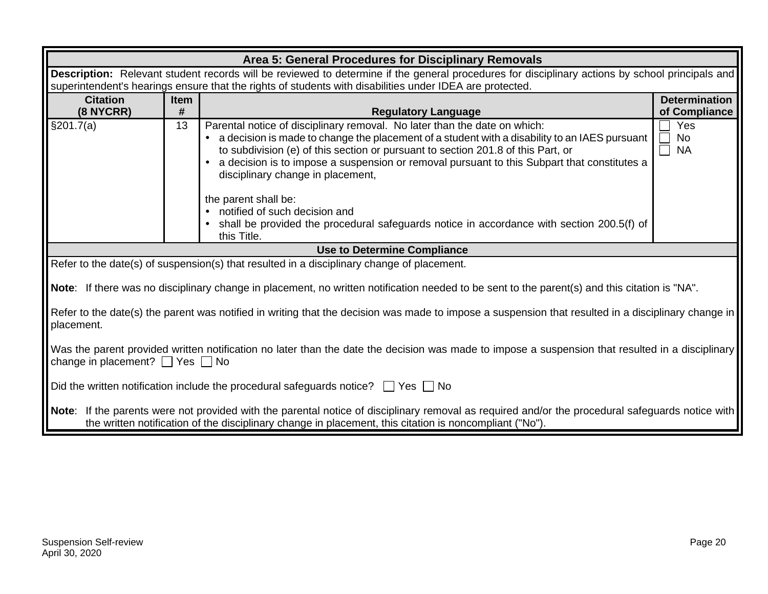## Area 5: General Procedures for Disciplinary Removals

**Description:** Relevant student records will be reviewed to determine if the general procedures for disciplinary actions by school principals and superintendent's hearings ensure that the rights of students with disabilities under IDEA are protected.

| Citation (8 NYCRR) | Item # | Regulatory Language | Determination of Compliance |
|---|---|---|---|
| §201.7(a) | 13 | Parental notice of disciplinary removal. No later than the date on which:<br>• a decision is made to change the placement of a student with a disability to an IAES pursuant to subdivision (e) of this section or pursuant to section 201.8 of this Part, or<br>• a decision is to impose a suspension or removal pursuant to this Subpart that constitutes a disciplinary change in placement,<br><br>the parent shall be:<br>• notified of such decision and<br>• shall be provided the procedural safeguards notice in accordance with section 200.5(f) of this Title. | ☐ Yes<br>☐ No<br>☐ NA |

**Use to Determine Compliance**

Refer to the date(s) of suspension(s) that resulted in a disciplinary change of placement.

**Note**: If there was no disciplinary change in placement, no written notification needed to be sent to the parent(s) and this citation is "NA".

Refer to the date(s) the parent was notified in writing that the decision was made to impose a suspension that resulted in a disciplinary change in placement.

Was the parent provided written notification no later than the date the decision was made to impose a suspension that resulted in a disciplinary change in placement? ☐ Yes ☐ No

Did the written notification include the procedural safeguards notice? ☐ Yes ☐ No

**Note**: If the parents were not provided with the parental notice of disciplinary removal as required and/or the procedural safeguards notice with the written notification of the disciplinary change in placement, this citation is noncompliant ("No").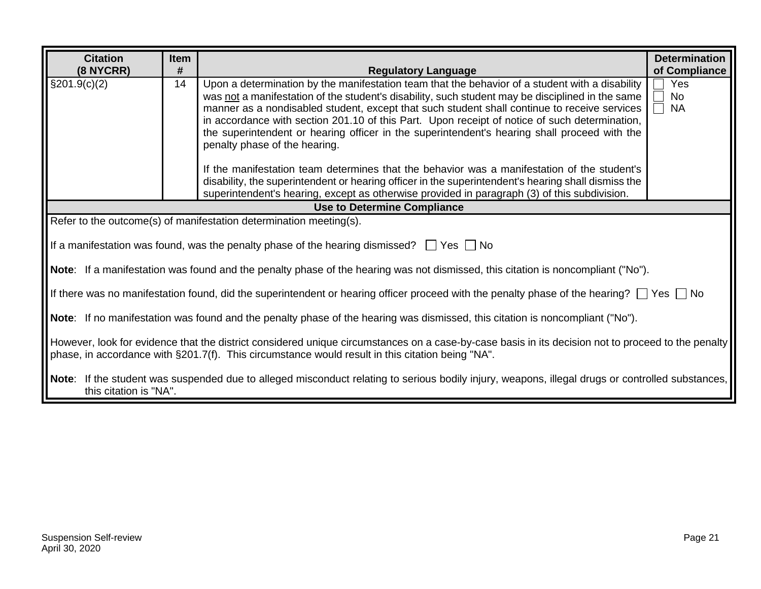| Citation (8 NYCRR) | Item # | Regulatory Language | Determination of Compliance |
|---|---|---|---|
| §201.9(c)(2) | 14 | Upon a determination by the manifestation team that the behavior of a student with a disability was not a manifestation of the student's disability, such student may be disciplined in the same manner as a nondisabled student, except that such student shall continue to receive services in accordance with section 201.10 of this Part. Upon receipt of notice of such determination, the superintendent or hearing officer in the superintendent's hearing shall proceed with the penalty phase of the hearing.<br><br>If the manifestation team determines that the behavior was a manifestation of the student's disability, the superintendent or hearing officer in the superintendent's hearing shall dismiss the superintendent's hearing, except as otherwise provided in paragraph (3) of this subdivision. | ☐ Yes<br>☐ No<br>☐ NA |

**Use to Determine Compliance**

Refer to the outcome(s) of manifestation determination meeting(s).

If a manifestation was found, was the penalty phase of the hearing dismissed? ☐ Yes ☐ No

**Note**: If a manifestation was found and the penalty phase of the hearing was not dismissed, this citation is noncompliant ("No").

If there was no manifestation found, did the superintendent or hearing officer proceed with the penalty phase of the hearing? ☐ Yes ☐ No

**Note**: If no manifestation was found and the penalty phase of the hearing was dismissed, this citation is noncompliant ("No").

However, look for evidence that the district considered unique circumstances on a case-by-case basis in its decision not to proceed to the penalty phase, in accordance with §201.7(f). This circumstance would result in this citation being "NA".

**Note**: If the student was suspended due to alleged misconduct relating to serious bodily injury, weapons, illegal drugs or controlled substances, this citation is "NA".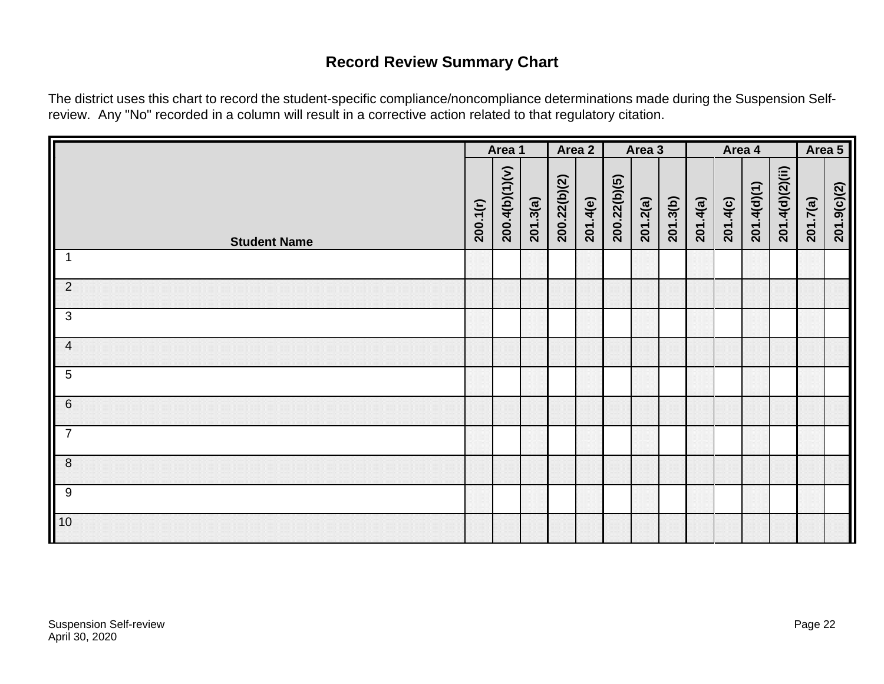# Record Review Summary Chart

The district uses this chart to record the student-specific compliance/noncompliance determinations made during the Suspension Self-review. Any "No" recorded in a column will result in a corrective action related to that regulatory citation.

| Student Name | Area 1 | | | Area 2 | | Area 3 | | | Area 4 | | | | Area 5 | |
|---|---|---|---|---|---|---|---|---|---|---|---|---|---|---|
| | 200.1(r) | 200.4(b)(1)(v) | 201.3(a) | 200.22(b)(2) | 201.4(e) | 200.22(b)(5) | 201.2(a) | 201.3(b) | 201.4(a) | 201.4(c) | 201.4(d)(1) | 201.4(d)(2)(ii) | 201.7(a) | 201.9(c)(2) |
| 1 | | | | | | | | | | | | | | |
| 2 | | | | | | | | | | | | | | |
| 3 | | | | | | | | | | | | | | |
| 4 | | | | | | | | | | | | | | |
| 5 | | | | | | | | | | | | | | |
| 6 | | | | | | | | | | | | | | |
| 7 | | | | | | | | | | | | | | |
| 8 | | | | | | | | | | | | | | |
| 9 | | | | | | | | | | | | | | |
| 10 | | | | | | | | | | | | | | |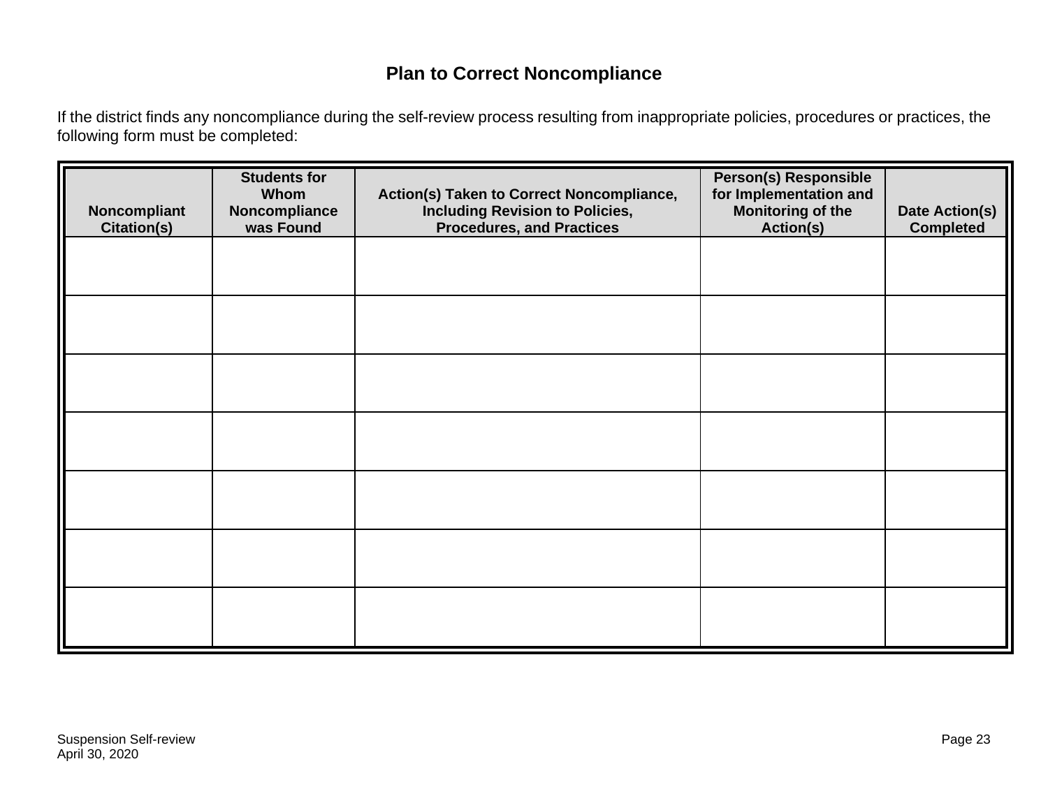## Plan to Correct Noncompliance

If the district finds any noncompliance during the self-review process resulting from inappropriate policies, procedures or practices, the following form must be completed:

| Noncompliant Citation(s) | Students for Whom Noncompliance was Found | Action(s) Taken to Correct Noncompliance, Including Revision to Policies, Procedures, and Practices | Person(s) Responsible for Implementation and Monitoring of the Action(s) | Date Action(s) Completed |
|---|---|---|---|---|
| | | | | |
| | | | | |
| | | | | |
| | | | | |
| | | | | |
| | | | | |
| | | | | |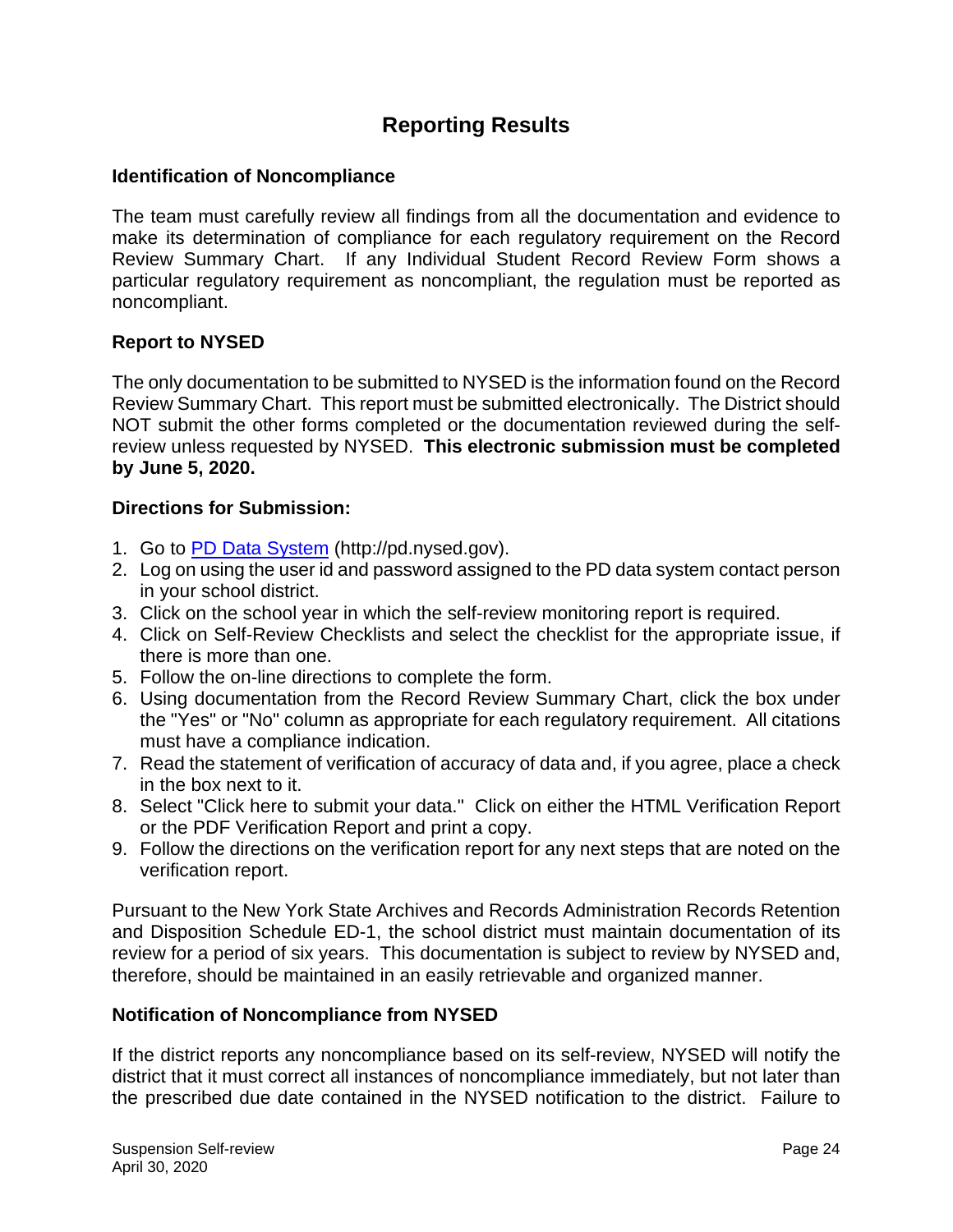# Reporting Results

### Identification of Noncompliance

The team must carefully review all findings from all the documentation and evidence to make its determination of compliance for each regulatory requirement on the Record Review Summary Chart. If any Individual Student Record Review Form shows a particular regulatory requirement as noncompliant, the regulation must be reported as noncompliant.

### Report to NYSED

The only documentation to be submitted to NYSED is the information found on the Record Review Summary Chart. This report must be submitted electronically. The District should NOT submit the other forms completed or the documentation reviewed during the self-review unless requested by NYSED. **This electronic submission must be completed by June 5, 2020.**

### Directions for Submission:

1. Go to [PD Data System](http://pd.nysed.gov) (http://pd.nysed.gov).
2. Log on using the user id and password assigned to the PD data system contact person in your school district.
3. Click on the school year in which the self-review monitoring report is required.
4. Click on Self-Review Checklists and select the checklist for the appropriate issue, if there is more than one.
5. Follow the on-line directions to complete the form.
6. Using documentation from the Record Review Summary Chart, click the box under the "Yes" or "No" column as appropriate for each regulatory requirement. All citations must have a compliance indication.
7. Read the statement of verification of accuracy of data and, if you agree, place a check in the box next to it.
8. Select "Click here to submit your data." Click on either the HTML Verification Report or the PDF Verification Report and print a copy.
9. Follow the directions on the verification report for any next steps that are noted on the verification report.

Pursuant to the New York State Archives and Records Administration Records Retention and Disposition Schedule ED-1, the school district must maintain documentation of its review for a period of six years. This documentation is subject to review by NYSED and, therefore, should be maintained in an easily retrievable and organized manner.

### Notification of Noncompliance from NYSED

If the district reports any noncompliance based on its self-review, NYSED will notify the district that it must correct all instances of noncompliance immediately, but not later than the prescribed due date contained in the NYSED notification to the district. Failure to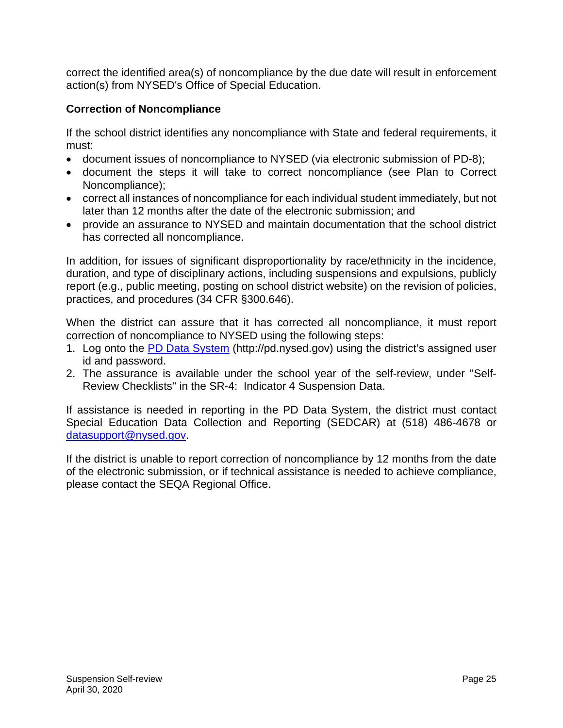correct the identified area(s) of noncompliance by the due date will result in enforcement action(s) from NYSED's Office of Special Education.

**Correction of Noncompliance**

If the school district identifies any noncompliance with State and federal requirements, it must:

- document issues of noncompliance to NYSED (via electronic submission of PD-8);
- document the steps it will take to correct noncompliance (see Plan to Correct Noncompliance);
- correct all instances of noncompliance for each individual student immediately, but not later than 12 months after the date of the electronic submission; and
- provide an assurance to NYSED and maintain documentation that the school district has corrected all noncompliance.

In addition, for issues of significant disproportionality by race/ethnicity in the incidence, duration, and type of disciplinary actions, including suspensions and expulsions, publicly report (e.g., public meeting, posting on school district website) on the revision of policies, practices, and procedures (34 CFR §300.646).

When the district can assure that it has corrected all noncompliance, it must report correction of noncompliance to NYSED using the following steps:

1. Log onto the [PD Data System](http://pd.nysed.gov) (http://pd.nysed.gov) using the district's assigned user id and password.
2. The assurance is available under the school year of the self-review, under "Self-Review Checklists" in the SR-4: Indicator 4 Suspension Data.

If assistance is needed in reporting in the PD Data System, the district must contact Special Education Data Collection and Reporting (SEDCAR) at (518) 486-4678 or [datasupport@nysed.gov](mailto:datasupport@nysed.gov).

If the district is unable to report correction of noncompliance by 12 months from the date of the electronic submission, or if technical assistance is needed to achieve compliance, please contact the SEQA Regional Office.